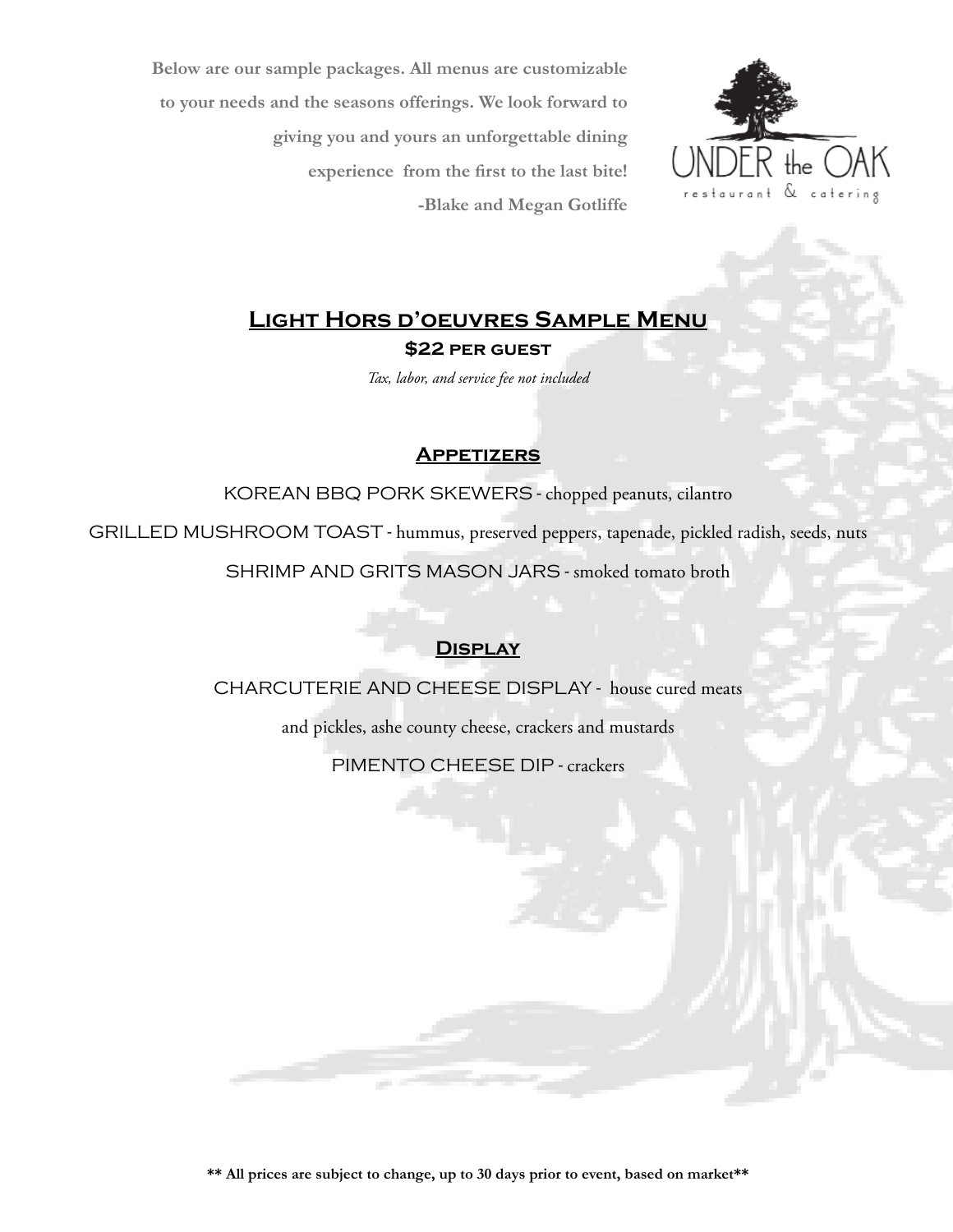**Below are our sample packages. All menus are customizable to your needs and the seasons offerings. We look forward to giving you and yours an unforgettable dining experience from the first to the last bite!**
**-Blake and Megan Gotliffe**

UNDER the OAK
restaurant & catering

# Light Hors d'oeuvres Sample Menu

**$22 per guest**

*Tax, labor, and service fee not included*

## Appetizers

KOREAN BBQ PORK SKEWERS - chopped peanuts, cilantro

GRILLED MUSHROOM TOAST - hummus, preserved peppers, tapenade, pickled radish, seeds, nuts

SHRIMP AND GRITS MASON JARS - smoked tomato broth

## Display

CHARCUTERIE AND CHEESE DISPLAY - house cured meats and pickles, ashe county cheese, crackers and mustards

PIMENTO CHEESE DIP - crackers

**** All prices are subject to change, up to 30 days prior to event, based on market****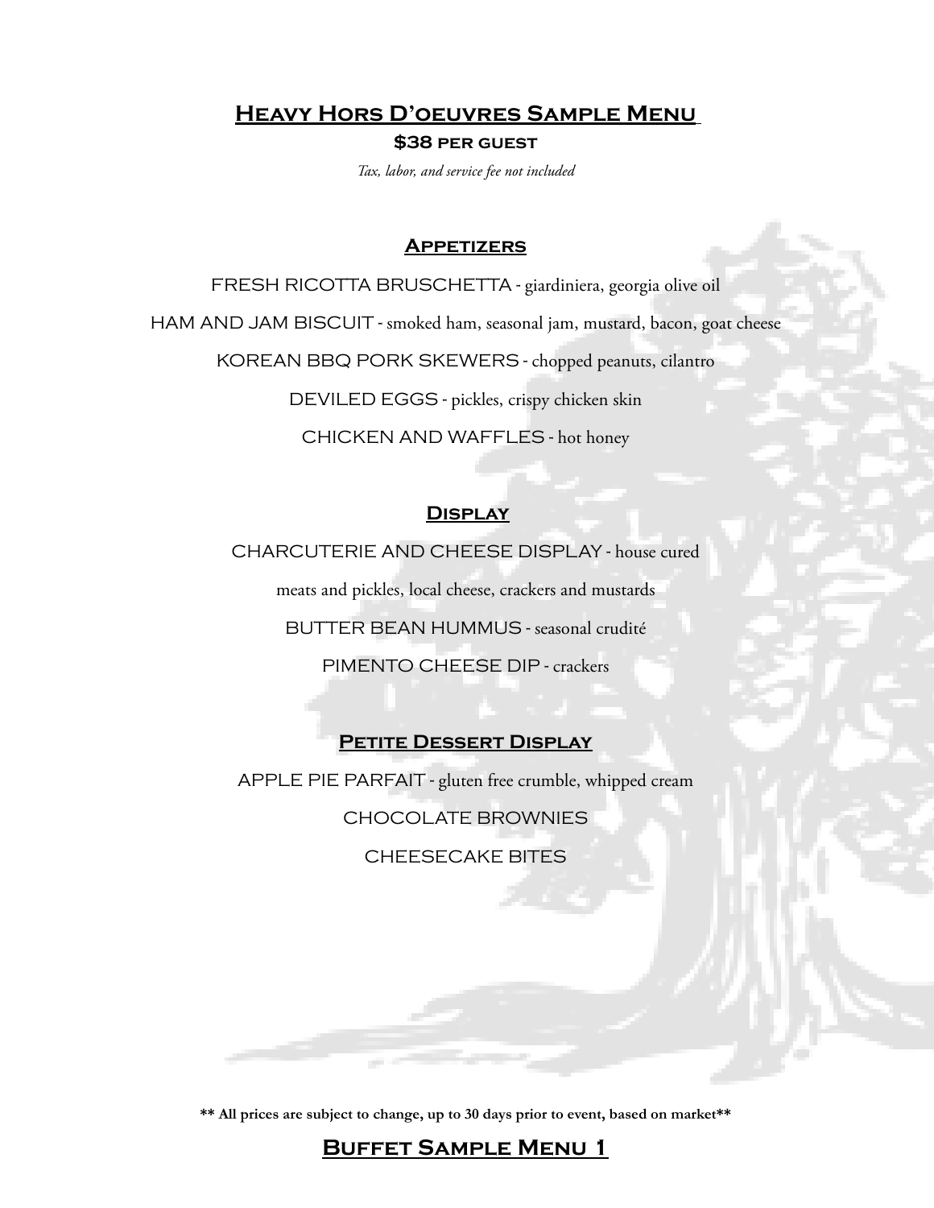# Heavy Hors D'oeuvres Sample Menu

**$38 per guest**

*Tax, labor, and service fee not included*

## Appetizers

FRESH RICOTTA BRUSCHETTA - giardiniera, georgia olive oil

HAM AND JAM BISCUIT - smoked ham, seasonal jam, mustard, bacon, goat cheese

KOREAN BBQ PORK SKEWERS - chopped peanuts, cilantro

DEVILED EGGS - pickles, crispy chicken skin

CHICKEN AND WAFFLES - hot honey

## Display

CHARCUTERIE AND CHEESE DISPLAY - house cured meats and pickles, local cheese, crackers and mustards

BUTTER BEAN HUMMUS - seasonal crudité

PIMENTO CHEESE DIP - crackers

## Petite Dessert Display

APPLE PIE PARFAIT - gluten free crumble, whipped cream

CHOCOLATE BROWNIES

CHEESECAKE BITES

**** All prices are subject to change, up to 30 days prior to event, based on market****

# Buffet Sample Menu 1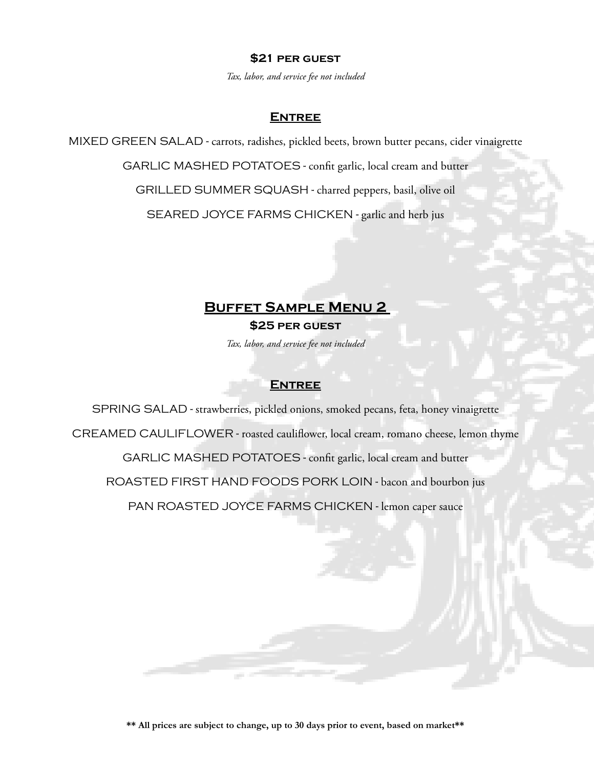**$21 per guest**

*Tax, labor, and service fee not included*

## Entree

MIXED GREEN SALAD - carrots, radishes, pickled beets, brown butter pecans, cider vinaigrette

GARLIC MASHED POTATOES - confit garlic, local cream and butter

GRILLED SUMMER SQUASH - charred peppers, basil, olive oil

SEARED JOYCE FARMS CHICKEN - garlic and herb jus

# Buffet Sample Menu 2

**$25 per guest**

*Tax, labor, and service fee not included*

## Entree

SPRING SALAD - strawberries, pickled onions, smoked pecans, feta, honey vinaigrette

CREAMED CAULIFLOWER - roasted cauliflower, local cream, romano cheese, lemon thyme

GARLIC MASHED POTATOES - confit garlic, local cream and butter

ROASTED FIRST HAND FOODS PORK LOIN - bacon and bourbon jus

PAN ROASTED JOYCE FARMS CHICKEN - lemon caper sauce

**** All prices are subject to change, up to 30 days prior to event, based on market****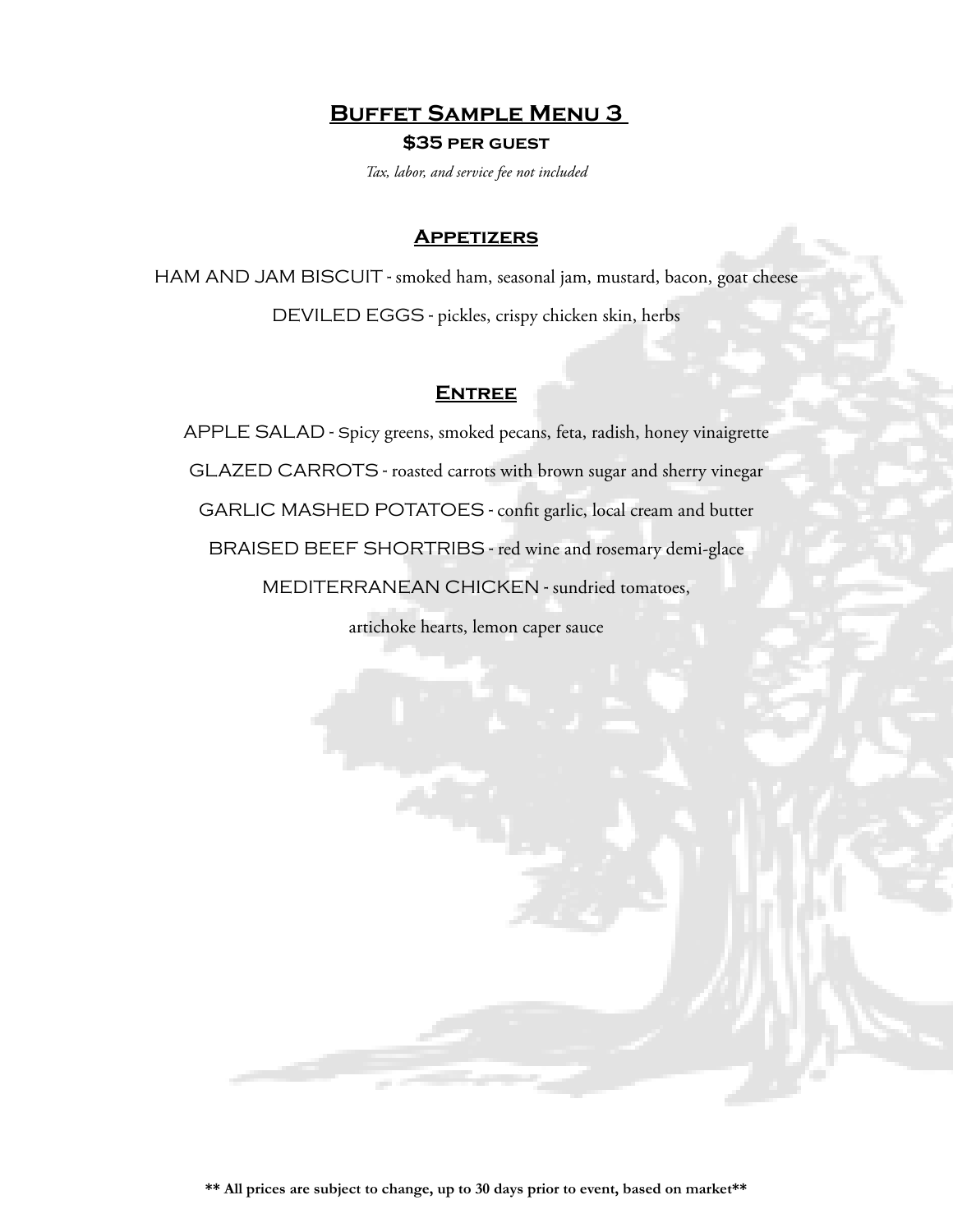# Buffet Sample Menu 3

**$35 per guest**

*Tax, labor, and service fee not included*

## Appetizers

HAM AND JAM BISCUIT - smoked ham, seasonal jam, mustard, bacon, goat cheese

DEVILED EGGS - pickles, crispy chicken skin, herbs

## Entree

APPLE SALAD - Spicy greens, smoked pecans, feta, radish, honey vinaigrette

GLAZED CARROTS - roasted carrots with brown sugar and sherry vinegar

GARLIC MASHED POTATOES - confit garlic, local cream and butter

BRAISED BEEF SHORTRIBS - red wine and rosemary demi-glace

MEDITERRANEAN CHICKEN - sundried tomatoes, artichoke hearts, lemon caper sauce

**** All prices are subject to change, up to 30 days prior to event, based on market****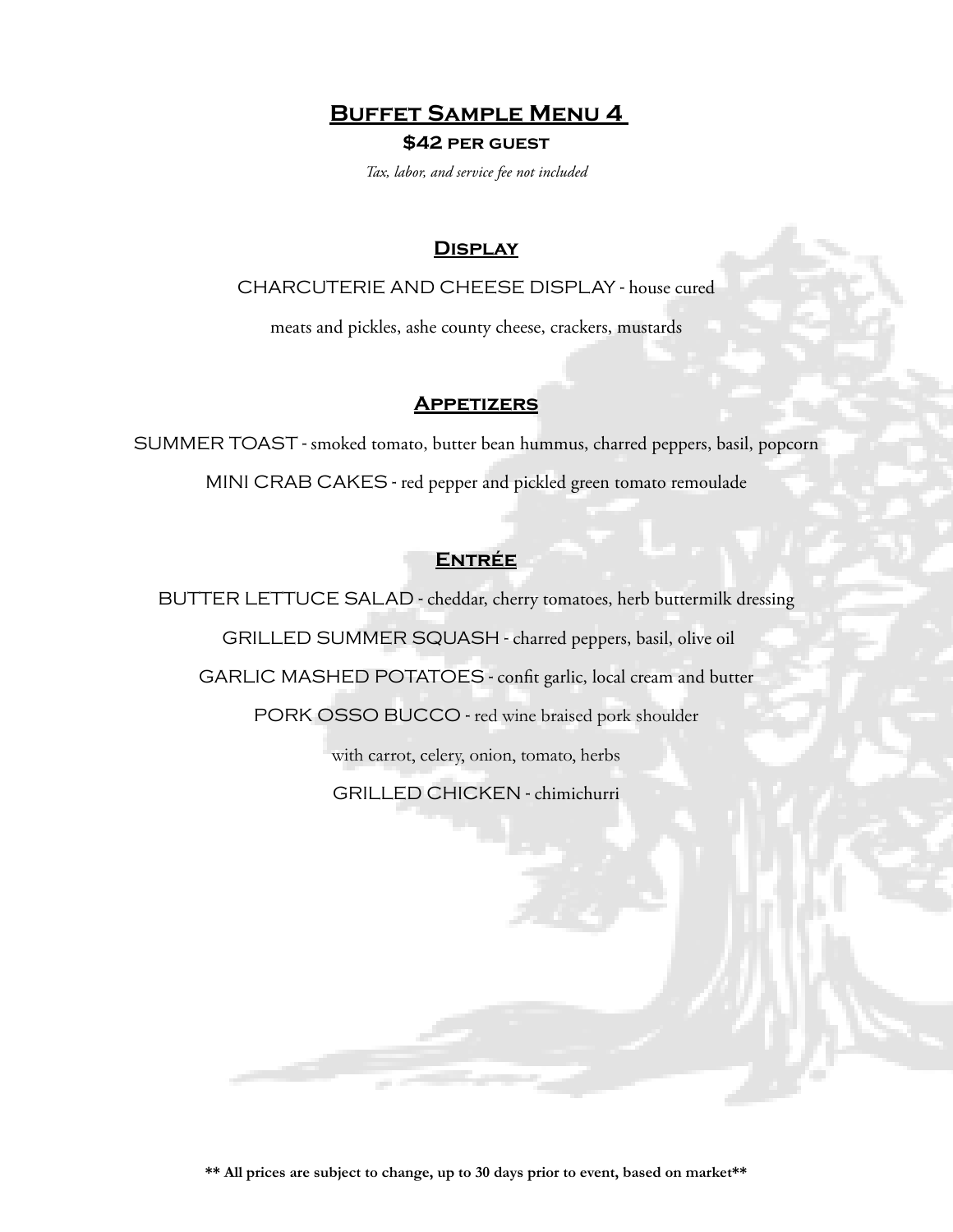# Buffet Sample Menu 4

**$42 per guest**

*Tax, labor, and service fee not included*

## Display

CHARCUTERIE AND CHEESE DISPLAY - house cured meats and pickles, ashe county cheese, crackers, mustards

## Appetizers

SUMMER TOAST - smoked tomato, butter bean hummus, charred peppers, basil, popcorn

MINI CRAB CAKES - red pepper and pickled green tomato remoulade

## Entrée

BUTTER LETTUCE SALAD - cheddar, cherry tomatoes, herb buttermilk dressing

GRILLED SUMMER SQUASH - charred peppers, basil, olive oil

GARLIC MASHED POTATOES - confit garlic, local cream and butter

PORK OSSO BUCCO - red wine braised pork shoulder with carrot, celery, onion, tomato, herbs

GRILLED CHICKEN - chimichurri

**** All prices are subject to change, up to 30 days prior to event, based on market****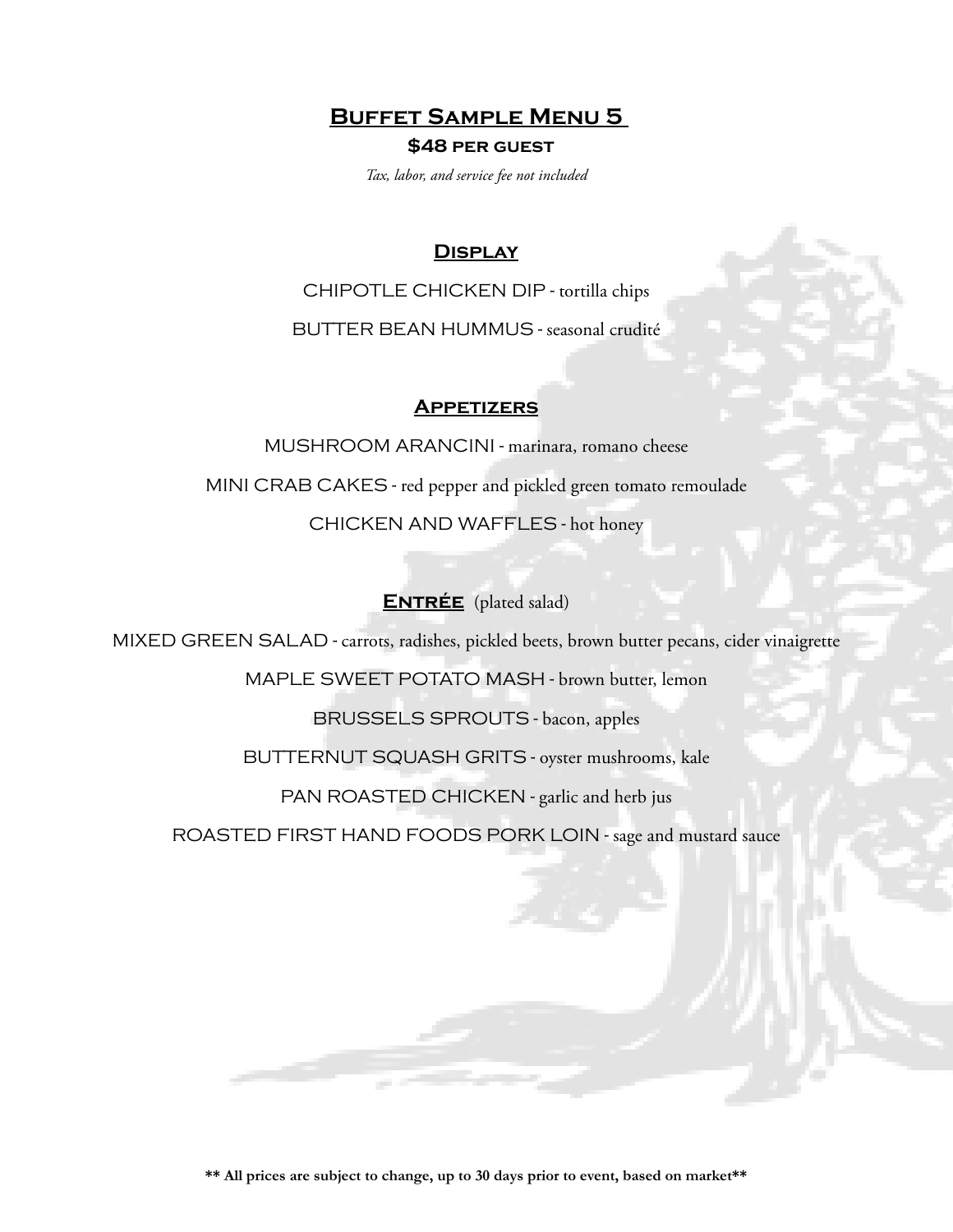# Buffet Sample Menu 5

**$48 per guest**

*Tax, labor, and service fee not included*

## Display

CHIPOTLE CHICKEN DIP - tortilla chips

BUTTER BEAN HUMMUS - seasonal crudité

## Appetizers

MUSHROOM ARANCINI - marinara, romano cheese

MINI CRAB CAKES - red pepper and pickled green tomato remoulade

CHICKEN AND WAFFLES - hot honey

## Entrée (plated salad)

MIXED GREEN SALAD - carrots, radishes, pickled beets, brown butter pecans, cider vinaigrette

MAPLE SWEET POTATO MASH - brown butter, lemon

BRUSSELS SPROUTS - bacon, apples

BUTTERNUT SQUASH GRITS - oyster mushrooms, kale

PAN ROASTED CHICKEN - garlic and herb jus

ROASTED FIRST HAND FOODS PORK LOIN - sage and mustard sauce

**** All prices are subject to change, up to 30 days prior to event, based on market****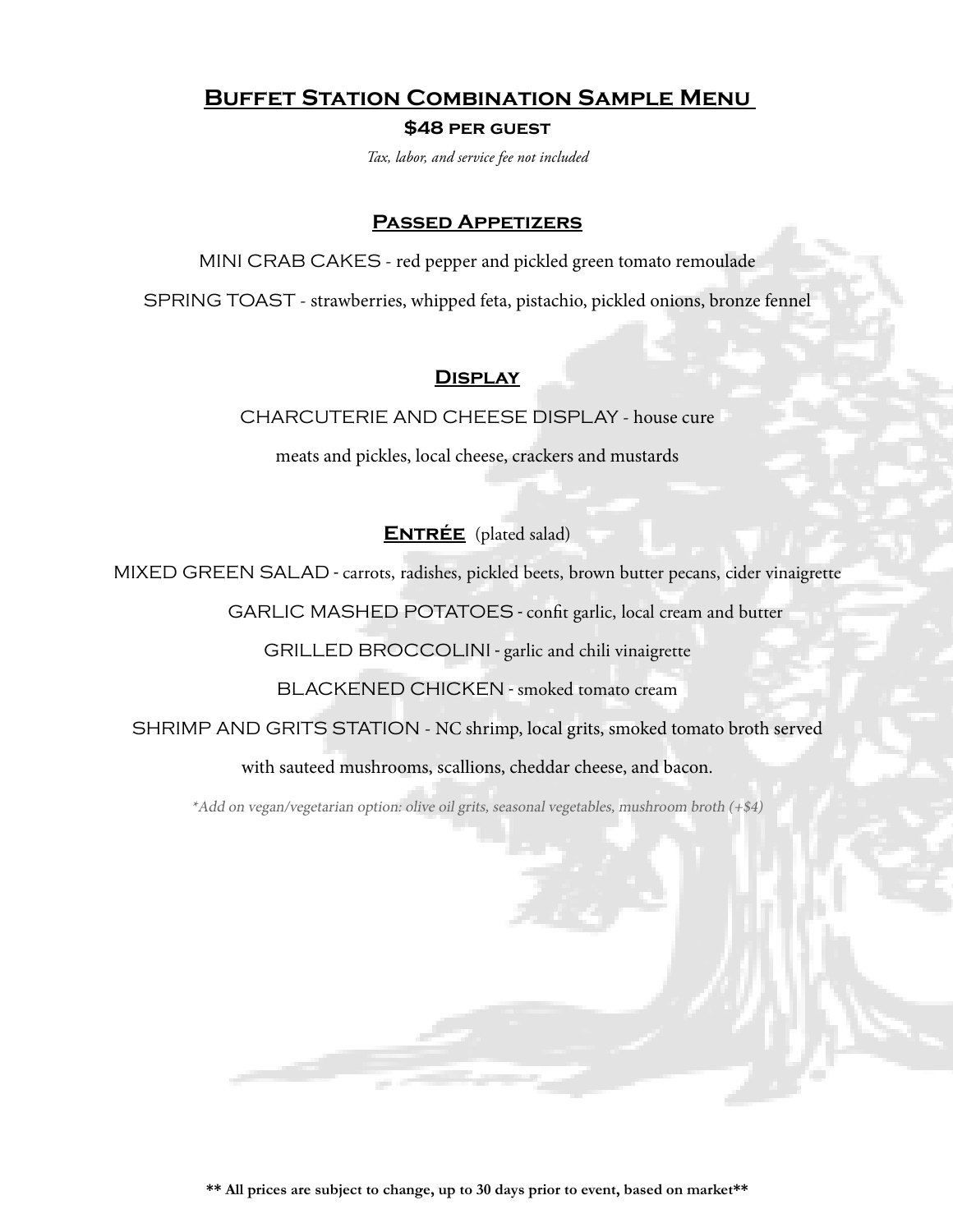# Buffet Station Combination Sample Menu

**$48 per guest**

*Tax, labor, and service fee not included*

## Passed Appetizers

MINI CRAB CAKES - red pepper and pickled green tomato remoulade

SPRING TOAST - strawberries, whipped feta, pistachio, pickled onions, bronze fennel

## Display

CHARCUTERIE AND CHEESE DISPLAY - house cure meats and pickles, local cheese, crackers and mustards

## Entrée (plated salad)

MIXED GREEN SALAD - carrots, radishes, pickled beets, brown butter pecans, cider vinaigrette

GARLIC MASHED POTATOES - confit garlic, local cream and butter

GRILLED BROCCOLINI - garlic and chili vinaigrette

BLACKENED CHICKEN - smoked tomato cream

SHRIMP AND GRITS STATION - NC shrimp, local grits, smoked tomato broth served with sauteed mushrooms, scallions, cheddar cheese, and bacon.

*\*Add on vegan/vegetarian option: olive oil grits, seasonal vegetables, mushroom broth (+$4)*

**\*\* All prices are subject to change, up to 30 days prior to event, based on market\*\***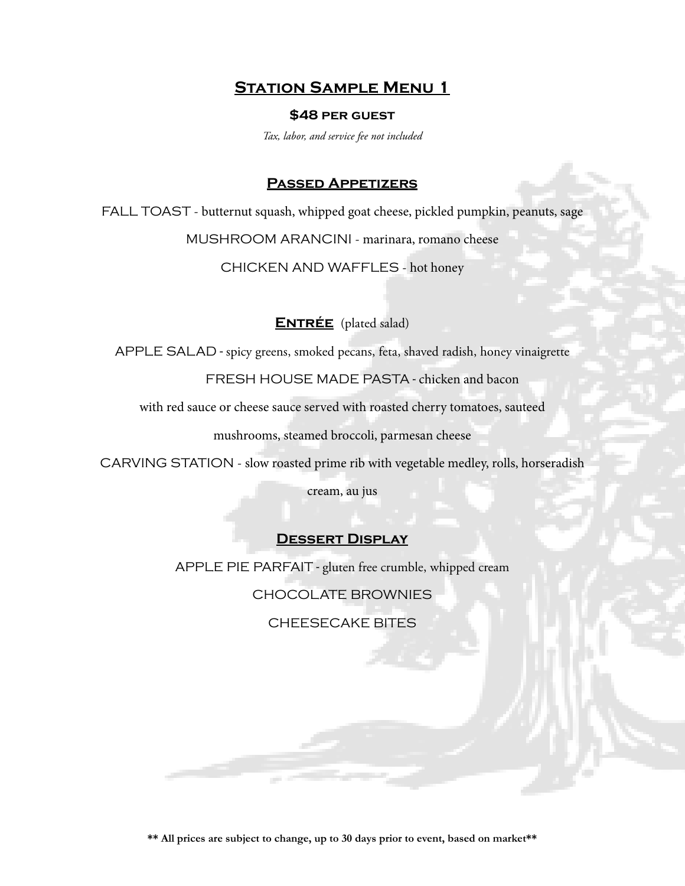# Station Sample Menu 1

**$48 per guest**

*Tax, labor, and service fee not included*

## Passed Appetizers

FALL TOAST - butternut squash, whipped goat cheese, pickled pumpkin, peanuts, sage

MUSHROOM ARANCINI - marinara, romano cheese

CHICKEN AND WAFFLES - hot honey

## Entrée (plated salad)

APPLE SALAD - spicy greens, smoked pecans, feta, shaved radish, honey vinaigrette

FRESH HOUSE MADE PASTA - chicken and bacon with red sauce or cheese sauce served with roasted cherry tomatoes, sauteed mushrooms, steamed broccoli, parmesan cheese

CARVING STATION - slow roasted prime rib with vegetable medley, rolls, horseradish cream, au jus

## Dessert Display

APPLE PIE PARFAIT - gluten free crumble, whipped cream

CHOCOLATE BROWNIES

CHEESECAKE BITES

**** All prices are subject to change, up to 30 days prior to event, based on market****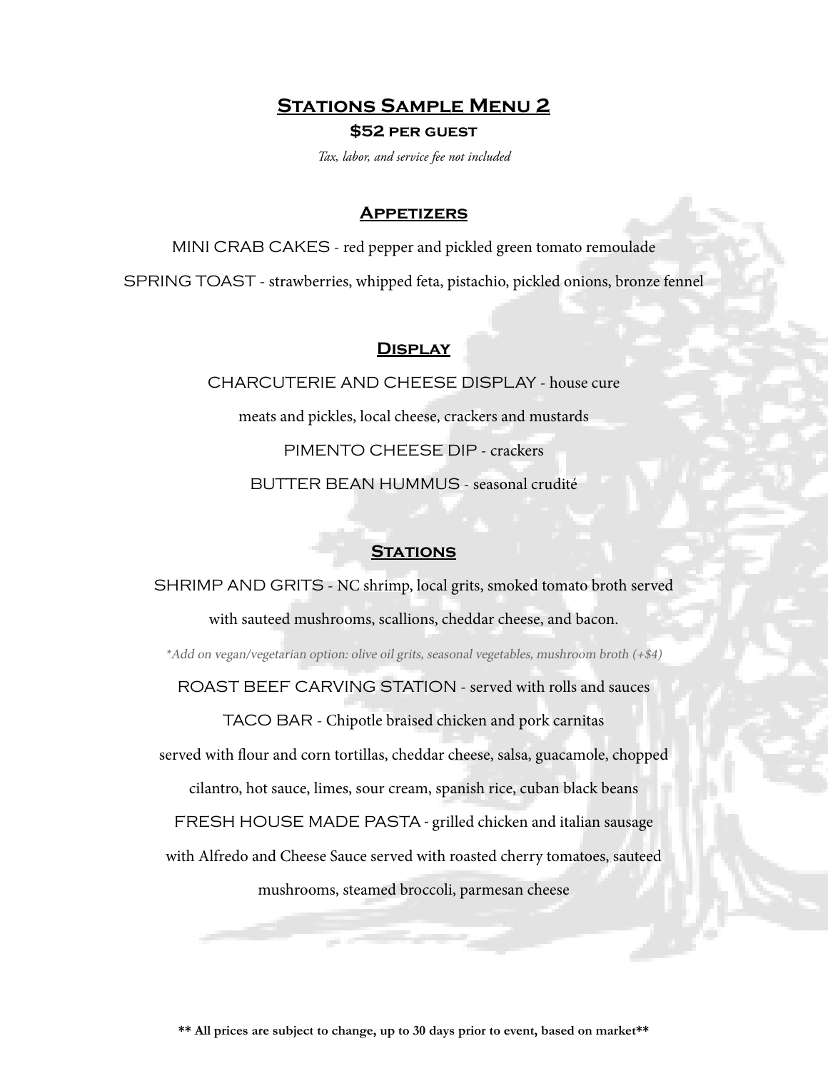## Stations Sample Menu 2

**$52 per guest**

*Tax, labor, and service fee not included*

### Appetizers

MINI CRAB CAKES - red pepper and pickled green tomato remoulade

SPRING TOAST - strawberries, whipped feta, pistachio, pickled onions, bronze fennel

### Display

CHARCUTERIE AND CHEESE DISPLAY - house cure meats and pickles, local cheese, crackers and mustards

PIMENTO CHEESE DIP - crackers

BUTTER BEAN HUMMUS - seasonal crudité

### Stations

SHRIMP AND GRITS - NC shrimp, local grits, smoked tomato broth served with sauteed mushrooms, scallions, cheddar cheese, and bacon.

*\*Add on vegan/vegetarian option: olive oil grits, seasonal vegetables, mushroom broth (+$4)*

ROAST BEEF CARVING STATION - served with rolls and sauces

TACO BAR - Chipotle braised chicken and pork carnitas served with flour and corn tortillas, cheddar cheese, salsa, guacamole, chopped cilantro, hot sauce, limes, sour cream, spanish rice, cuban black beans

FRESH HOUSE MADE PASTA - grilled chicken and italian sausage with Alfredo and Cheese Sauce served with roasted cherry tomatoes, sauteed mushrooms, steamed broccoli, parmesan cheese

**\*\* All prices are subject to change, up to 30 days prior to event, based on market\*\***